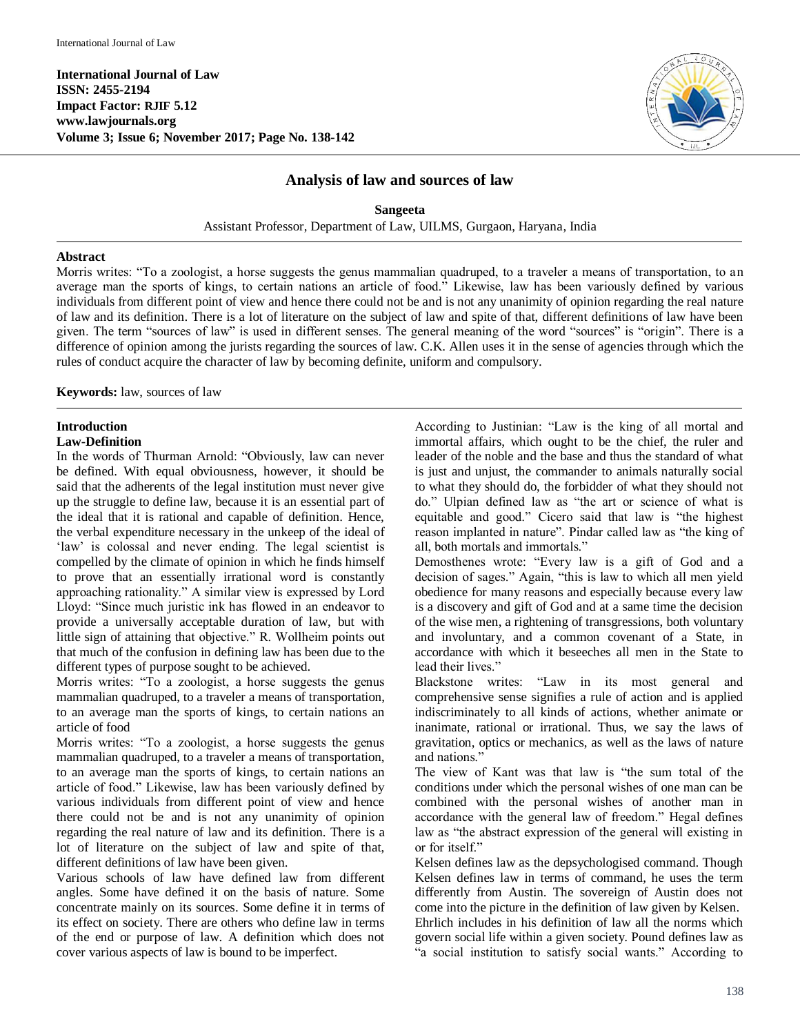International Journal of Law
ISSN: 2455-2194
Impact Factor: RJIF 5.12
www.lawjournals.org
Volume 3; Issue 6; November 2017; Page No. 138-142

# Analysis of law and sources of law

**Sangeeta**

Assistant Professor, Department of Law, UILMS, Gurgaon, Haryana, India

## Abstract

Morris writes: "To a zoologist, a horse suggests the genus mammalian quadruped, to a traveler a means of transportation, to an average man the sports of kings, to certain nations an article of food." Likewise, law has been variously defined by various individuals from different point of view and hence there could not be and is not any unanimity of opinion regarding the real nature of law and its definition. There is a lot of literature on the subject of law and spite of that, different definitions of law have been given. The term "sources of law" is used in different senses. The general meaning of the word "sources" is "origin". There is a difference of opinion among the jurists regarding the sources of law. C.K. Allen uses it in the sense of agencies through which the rules of conduct acquire the character of law by becoming definite, uniform and compulsory.

**Keywords:** law, sources of law

## Introduction

### Law-Definition

In the words of Thurman Arnold: "Obviously, law can never be defined. With equal obviousness, however, it should be said that the adherents of the legal institution must never give up the struggle to define law, because it is an essential part of the ideal that it is rational and capable of definition. Hence, the verbal expenditure necessary in the unkeep of the ideal of 'law' is colossal and never ending. The legal scientist is compelled by the climate of opinion in which he finds himself to prove that an essentially irrational word is constantly approaching rationality." A similar view is expressed by Lord Lloyd: "Since much juristic ink has flowed in an endeavor to provide a universally acceptable duration of law, but with little sign of attaining that objective." R. Wollheim points out that much of the confusion in defining law has been due to the different types of purpose sought to be achieved.

Morris writes: "To a zoologist, a horse suggests the genus mammalian quadruped, to a traveler a means of transportation, to an average man the sports of kings, to certain nations an article of food

Morris writes: "To a zoologist, a horse suggests the genus mammalian quadruped, to a traveler a means of transportation, to an average man the sports of kings, to certain nations an article of food." Likewise, law has been variously defined by various individuals from different point of view and hence there could not be and is not any unanimity of opinion regarding the real nature of law and its definition. There is a lot of literature on the subject of law and spite of that, different definitions of law have been given.

Various schools of law have defined law from different angles. Some have defined it on the basis of nature. Some concentrate mainly on its sources. Some define it in terms of its effect on society. There are others who define law in terms of the end or purpose of law. A definition which does not cover various aspects of law is bound to be imperfect.

According to Justinian: "Law is the king of all mortal and immortal affairs, which ought to be the chief, the ruler and leader of the noble and the base and thus the standard of what is just and unjust, the commander to animals naturally social to what they should do, the forbidder of what they should not do." Ulpian defined law as "the art or science of what is equitable and good." Cicero said that law is "the highest reason implanted in nature". Pindar called law as "the king of all, both mortals and immortals."

Demosthenes wrote: "Every law is a gift of God and a decision of sages." Again, "this is law to which all men yield obedience for many reasons and especially because every law is a discovery and gift of God and at a same time the decision of the wise men, a rightening of transgressions, both voluntary and involuntary, and a common covenant of a State, in accordance with which it beseeches all men in the State to lead their lives."

Blackstone writes: "Law in its most general and comprehensive sense signifies a rule of action and is applied indiscriminately to all kinds of actions, whether animate or inanimate, rational or irrational. Thus, we say the laws of gravitation, optics or mechanics, as well as the laws of nature and nations."

The view of Kant was that law is "the sum total of the conditions under which the personal wishes of one man can be combined with the personal wishes of another man in accordance with the general law of freedom." Hegal defines law as "the abstract expression of the general will existing in or for itself."

Kelsen defines law as the depsychologised command. Though Kelsen defines law in terms of command, he uses the term differently from Austin. The sovereign of Austin does not come into the picture in the definition of law given by Kelsen.

Ehrlich includes in his definition of law all the norms which govern social life within a given society. Pound defines law as "a social institution to satisfy social wants." According to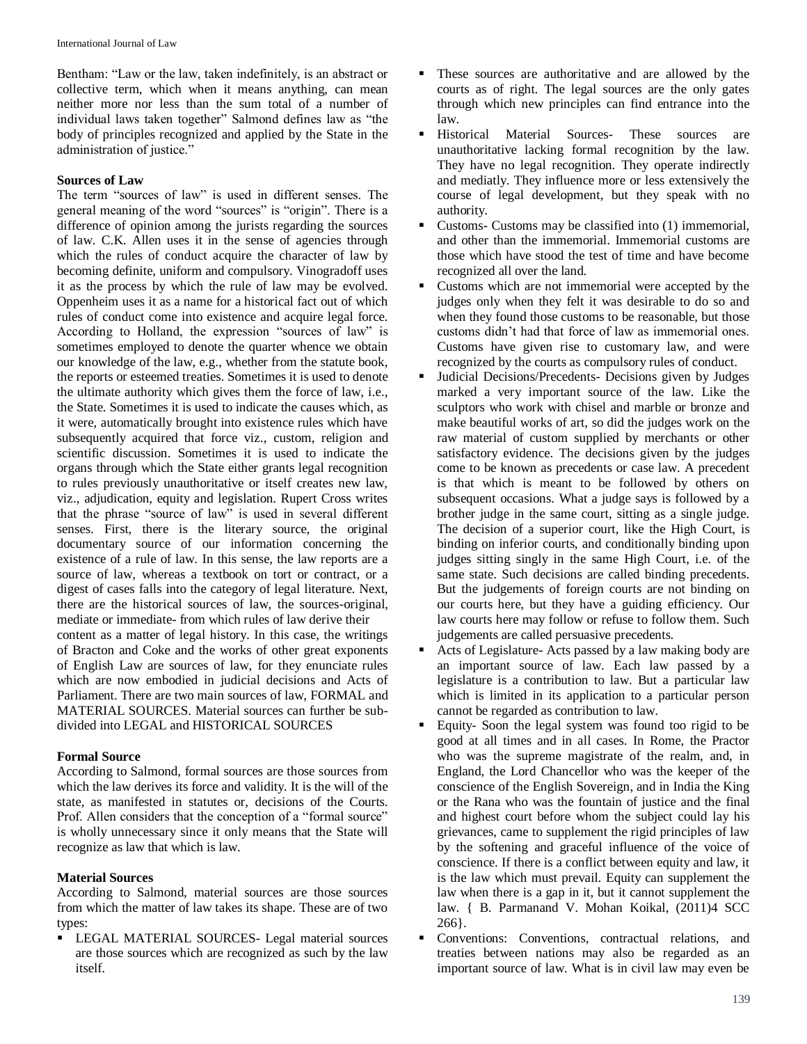Bentham: "Law or the law, taken indefinitely, is an abstract or collective term, which when it means anything, can mean neither more nor less than the sum total of a number of individual laws taken together" Salmond defines law as "the body of principles recognized and applied by the State in the administration of justice."

### Sources of Law

The term "sources of law" is used in different senses. The general meaning of the word "sources" is "origin". There is a difference of opinion among the jurists regarding the sources of law. C.K. Allen uses it in the sense of agencies through which the rules of conduct acquire the character of law by becoming definite, uniform and compulsory. Vinogradoff uses it as the process by which the rule of law may be evolved. Oppenheim uses it as a name for a historical fact out of which rules of conduct come into existence and acquire legal force. According to Holland, the expression "sources of law" is sometimes employed to denote the quarter whence we obtain our knowledge of the law, e.g., whether from the statute book, the reports or esteemed treaties. Sometimes it is used to denote the ultimate authority which gives them the force of law, i.e., the State. Sometimes it is used to indicate the causes which, as it were, automatically brought into existence rules which have subsequently acquired that force viz., custom, religion and scientific discussion. Sometimes it is used to indicate the organs through which the State either grants legal recognition to rules previously unauthoritative or itself creates new law, viz., adjudication, equity and legislation. Rupert Cross writes that the phrase "source of law" is used in several different senses. First, there is the literary source, the original documentary source of our information concerning the existence of a rule of law. In this sense, the law reports are a source of law, whereas a textbook on tort or contract, or a digest of cases falls into the category of legal literature. Next, there are the historical sources of law, the sources-original, mediate or immediate- from which rules of law derive their content as a matter of legal history. In this case, the writings of Bracton and Coke and the works of other great exponents of English Law are sources of law, for they enunciate rules which are now embodied in judicial decisions and Acts of Parliament. There are two main sources of law, FORMAL and MATERIAL SOURCES. Material sources can further be sub-divided into LEGAL and HISTORICAL SOURCES

### Formal Source

According to Salmond, formal sources are those sources from which the law derives its force and validity. It is the will of the state, as manifested in statutes or, decisions of the Courts. Prof. Allen considers that the conception of a "formal source" is wholly unnecessary since it only means that the State will recognize as law that which is law.

### Material Sources

According to Salmond, material sources are those sources from which the matter of law takes its shape. These are of two types:

- LEGAL MATERIAL SOURCES- Legal material sources are those sources which are recognized as such by the law itself.
- These sources are authoritative and are allowed by the courts as of right. The legal sources are the only gates through which new principles can find entrance into the law.
- Historical Material Sources- These sources are unauthoritative lacking formal recognition by the law. They have no legal recognition. They operate indirectly and mediatly. They influence more or less extensively the course of legal development, but they speak with no authority.
- Customs- Customs may be classified into (1) immemorial, and other than the immemorial. Immemorial customs are those which have stood the test of time and have become recognized all over the land.
- Customs which are not immemorial were accepted by the judges only when they felt it was desirable to do so and when they found those customs to be reasonable, but those customs didn't had that force of law as immemorial ones. Customs have given rise to customary law, and were recognized by the courts as compulsory rules of conduct.
- Judicial Decisions/Precedents- Decisions given by Judges marked a very important source of the law. Like the sculptors who work with chisel and marble or bronze and make beautiful works of art, so did the judges work on the raw material of custom supplied by merchants or other satisfactory evidence. The decisions given by the judges come to be known as precedents or case law. A precedent is that which is meant to be followed by others on subsequent occasions. What a judge says is followed by a brother judge in the same court, sitting as a single judge. The decision of a superior court, like the High Court, is binding on inferior courts, and conditionally binding upon judges sitting singly in the same High Court, i.e. of the same state. Such decisions are called binding precedents. But the judgements of foreign courts are not binding on our courts here, but they have a guiding efficiency. Our law courts here may follow or refuse to follow them. Such judgements are called persuasive precedents.
- Acts of Legislature- Acts passed by a law making body are an important source of law. Each law passed by a legislature is a contribution to law. But a particular law which is limited in its application to a particular person cannot be regarded as contribution to law.
- Equity- Soon the legal system was found too rigid to be good at all times and in all cases. In Rome, the Practor who was the supreme magistrate of the realm, and, in England, the Lord Chancellor who was the keeper of the conscience of the English Sovereign, and in India the King or the Rana who was the fountain of justice and the final and highest court before whom the subject could lay his grievances, came to supplement the rigid principles of law by the softening and graceful influence of the voice of conscience. If there is a conflict between equity and law, it is the law which must prevail. Equity can supplement the law when there is a gap in it, but it cannot supplement the law. { B. Parmanand V. Mohan Koikal, (2011)4 SCC 266}.
- Conventions: Conventions, contractual relations, and treaties between nations may also be regarded as an important source of law. What is in civil law may even be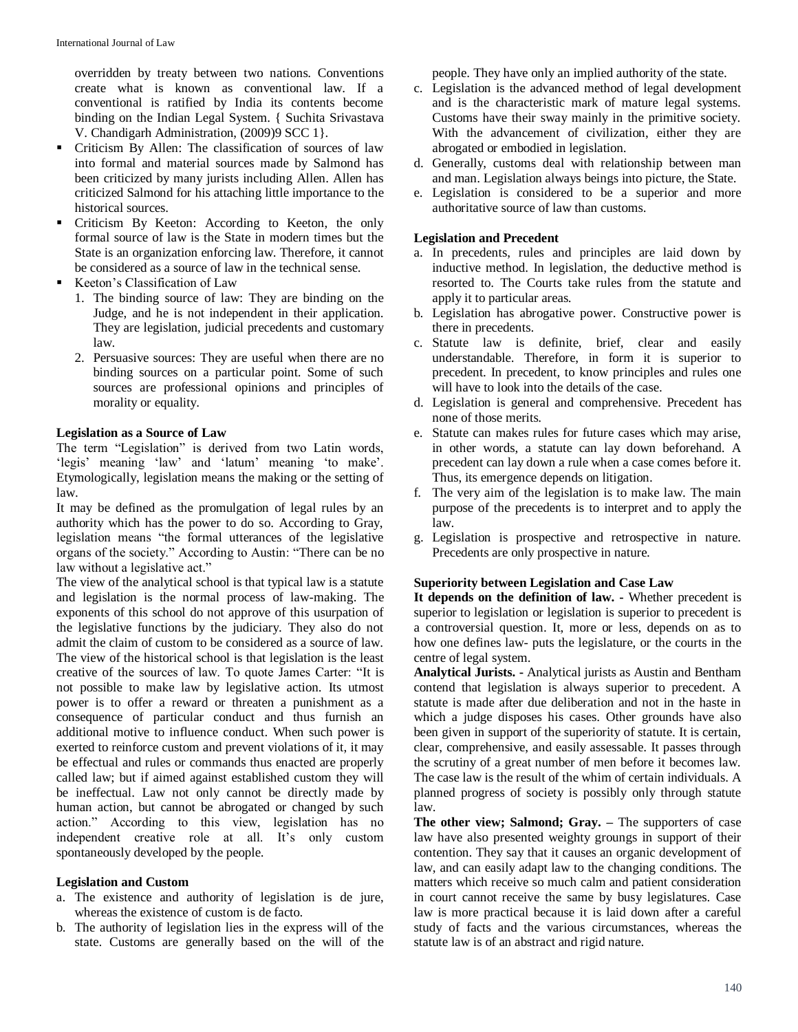overridden by treaty between two nations. Conventions create what is known as conventional law. If a conventional is ratified by India its contents become binding on the Indian Legal System. { Suchita Srivastava V. Chandigarh Administration, (2009)9 SCC 1}.

- Criticism By Allen: The classification of sources of law into formal and material sources made by Salmond has been criticized by many jurists including Allen. Allen has criticized Salmond for his attaching little importance to the historical sources.
- Criticism By Keeton: According to Keeton, the only formal source of law is the State in modern times but the State is an organization enforcing law. Therefore, it cannot be considered as a source of law in the technical sense.
- Keeton's Classification of Law
    1. The binding source of law: They are binding on the Judge, and he is not independent in their application. They are legislation, judicial precedents and customary law.
    2. Persuasive sources: They are useful when there are no binding sources on a particular point. Some of such sources are professional opinions and principles of morality or equality.

**Legislation as a Source of Law**

The term "Legislation" is derived from two Latin words, 'legis' meaning 'law' and 'latum' meaning 'to make'. Etymologically, legislation means the making or the setting of law.

It may be defined as the promulgation of legal rules by an authority which has the power to do so. According to Gray, legislation means "the formal utterances of the legislative organs of the society." According to Austin: "There can be no law without a legislative act."

The view of the analytical school is that typical law is a statute and legislation is the normal process of law-making. The exponents of this school do not approve of this usurpation of the legislative functions by the judiciary. They also do not admit the claim of custom to be considered as a source of law. The view of the historical school is that legislation is the least creative of the sources of law. To quote James Carter: "It is not possible to make law by legislative action. Its utmost power is to offer a reward or threaten a punishment as a consequence of particular conduct and thus furnish an additional motive to influence conduct. When such power is exerted to reinforce custom and prevent violations of it, it may be effectual and rules or commands thus enacted are properly called law; but if aimed against established custom they will be ineffectual. Law not only cannot be directly made by human action, but cannot be abrogated or changed by such action." According to this view, legislation has no independent creative role at all. It's only custom spontaneously developed by the people.

**Legislation and Custom**

a. The existence and authority of legislation is de jure, whereas the existence of custom is de facto.
b. The authority of legislation lies in the express will of the state. Customs are generally based on the will of the people. They have only an implied authority of the state.
c. Legislation is the advanced method of legal development and is the characteristic mark of mature legal systems. Customs have their sway mainly in the primitive society. With the advancement of civilization, either they are abrogated or embodied in legislation.
d. Generally, customs deal with relationship between man and man. Legislation always beings into picture, the State.
e. Legislation is considered to be a superior and more authoritative source of law than customs.

**Legislation and Precedent**

a. In precedents, rules and principles are laid down by inductive method. In legislation, the deductive method is resorted to. The Courts take rules from the statute and apply it to particular areas.
b. Legislation has abrogative power. Constructive power is there in precedents.
c. Statute law is definite, brief, clear and easily understandable. Therefore, in form it is superior to precedent. In precedent, to know principles and rules one will have to look into the details of the case.
d. Legislation is general and comprehensive. Precedent has none of those merits.
e. Statute can makes rules for future cases which may arise, in other words, a statute can lay down beforehand. A precedent can lay down a rule when a case comes before it. Thus, its emergence depends on litigation.
f. The very aim of the legislation is to make law. The main purpose of the precedents is to interpret and to apply the law.
g. Legislation is prospective and retrospective in nature. Precedents are only prospective in nature.

**Superiority between Legislation and Case Law**

**It depends on the definition of law. -** Whether precedent is superior to legislation or legislation is superior to precedent is a controversial question. It, more or less, depends on as to how one defines law- puts the legislature, or the courts in the centre of legal system.

**Analytical Jurists. -** Analytical jurists as Austin and Bentham contend that legislation is always superior to precedent. A statute is made after due deliberation and not in the haste in which a judge disposes his cases. Other grounds have also been given in support of the superiority of statute. It is certain, clear, comprehensive, and easily assessable. It passes through the scrutiny of a great number of men before it becomes law. The case law is the result of the whim of certain individuals. A planned progress of society is possibly only through statute law.

**The other view; Salmond; Gray. –** The supporters of case law have also presented weighty grounds in support of their contention. They say that it causes an organic development of law, and can easily adapt law to the changing conditions. The matters which receive so much calm and patient consideration in court cannot receive the same by busy legislatures. Case law is more practical because it is laid down after a careful study of facts and the various circumstances, whereas the statute law is of an abstract and rigid nature.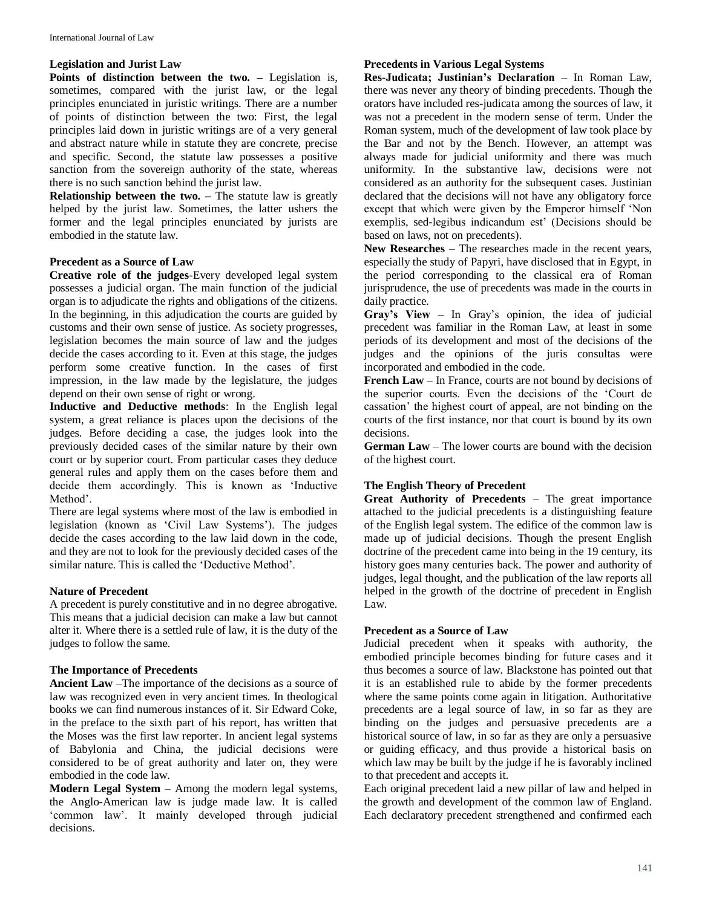### Legislation and Jurist Law

**Points of distinction between the two. –** Legislation is, sometimes, compared with the jurist law, or the legal principles enunciated in juristic writings. There are a number of points of distinction between the two: First, the legal principles laid down in juristic writings are of a very general and abstract nature while in statute they are concrete, precise and specific. Second, the statute law possesses a positive sanction from the sovereign authority of the state, whereas there is no such sanction behind the jurist law.

**Relationship between the two. –** The statute law is greatly helped by the jurist law. Sometimes, the latter ushers the former and the legal principles enunciated by jurists are embodied in the statute law.

### Precedent as a Source of Law

**Creative role of the judges**-Every developed legal system possesses a judicial organ. The main function of the judicial organ is to adjudicate the rights and obligations of the citizens. In the beginning, in this adjudication the courts are guided by customs and their own sense of justice. As society progresses, legislation becomes the main source of law and the judges decide the cases according to it. Even at this stage, the judges perform some creative function. In the cases of first impression, in the law made by the legislature, the judges depend on their own sense of right or wrong.

**Inductive and Deductive methods**: In the English legal system, a great reliance is places upon the decisions of the judges. Before deciding a case, the judges look into the previously decided cases of the similar nature by their own court or by superior court. From particular cases they deduce general rules and apply them on the cases before them and decide them accordingly. This is known as 'Inductive Method'.

There are legal systems where most of the law is embodied in legislation (known as 'Civil Law Systems'). The judges decide the cases according to the law laid down in the code, and they are not to look for the previously decided cases of the similar nature. This is called the 'Deductive Method'.

### Nature of Precedent

A precedent is purely constitutive and in no degree abrogative. This means that a judicial decision can make a law but cannot alter it. Where there is a settled rule of law, it is the duty of the judges to follow the same.

### The Importance of Precedents

**Ancient Law** –The importance of the decisions as a source of law was recognized even in very ancient times. In theological books we can find numerous instances of it. Sir Edward Coke, in the preface to the sixth part of his report, has written that the Moses was the first law reporter. In ancient legal systems of Babylonia and China, the judicial decisions were considered to be of great authority and later on, they were embodied in the code law.

**Modern Legal System** – Among the modern legal systems, the Anglo-American law is judge made law. It is called 'common law'. It mainly developed through judicial decisions.

### Precedents in Various Legal Systems

**Res-Judicata; Justinian's Declaration** – In Roman Law, there was never any theory of binding precedents. Though the orators have included res-judicata among the sources of law, it was not a precedent in the modern sense of term. Under the Roman system, much of the development of law took place by the Bar and not by the Bench. However, an attempt was always made for judicial uniformity and there was much uniformity. In the substantive law, decisions were not considered as an authority for the subsequent cases. Justinian declared that the decisions will not have any obligatory force except that which were given by the Emperor himself 'Non exemplis, sed-legibus indicandum est' (Decisions should be based on laws, not on precedents).

**New Researches** – The researches made in the recent years, especially the study of Papyri, have disclosed that in Egypt, in the period corresponding to the classical era of Roman jurisprudence, the use of precedents was made in the courts in daily practice.

**Gray's View** – In Gray's opinion, the idea of judicial precedent was familiar in the Roman Law, at least in some periods of its development and most of the decisions of the judges and the opinions of the juris consultas were incorporated and embodied in the code.

**French Law** – In France, courts are not bound by decisions of the superior courts. Even the decisions of the 'Court de cassation' the highest court of appeal, are not binding on the courts of the first instance, nor that court is bound by its own decisions.

**German Law** – The lower courts are bound with the decision of the highest court.

### The English Theory of Precedent

**Great Authority of Precedents** – The great importance attached to the judicial precedents is a distinguishing feature of the English legal system. The edifice of the common law is made up of judicial decisions. Though the present English doctrine of the precedent came into being in the 19 century, its history goes many centuries back. The power and authority of judges, legal thought, and the publication of the law reports all helped in the growth of the doctrine of precedent in English Law.

### Precedent as a Source of Law

Judicial precedent when it speaks with authority, the embodied principle becomes binding for future cases and it thus becomes a source of law. Blackstone has pointed out that it is an established rule to abide by the former precedents where the same points come again in litigation. Authoritative precedents are a legal source of law, in so far as they are binding on the judges and persuasive precedents are a historical source of law, in so far as they are only a persuasive or guiding efficacy, and thus provide a historical basis on which law may be built by the judge if he is favorably inclined to that precedent and accepts it.

Each original precedent laid a new pillar of law and helped in the growth and development of the common law of England. Each declaratory precedent strengthened and confirmed each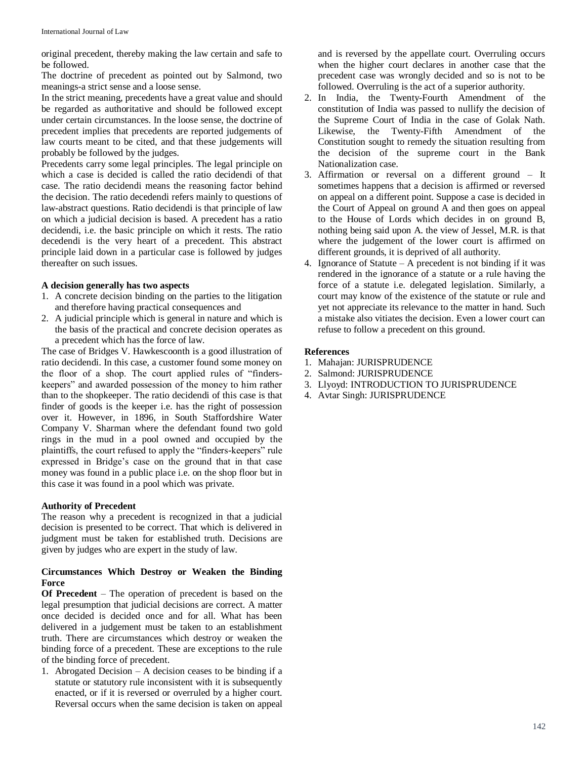original precedent, thereby making the law certain and safe to be followed.

The doctrine of precedent as pointed out by Salmond, two meanings-a strict sense and a loose sense.

In the strict meaning, precedents have a great value and should be regarded as authoritative and should be followed except under certain circumstances. In the loose sense, the doctrine of precedent implies that precedents are reported judgements of law courts meant to be cited, and that these judgements will probably be followed by the judges.

Precedents carry some legal principles. The legal principle on which a case is decided is called the ratio decidendi of that case. The ratio decidendi means the reasoning factor behind the decision. The ratio decedendi refers mainly to questions of law-abstract questions. Ratio decidendi is that principle of law on which a judicial decision is based. A precedent has a ratio decidendi, i.e. the basic principle on which it rests. The ratio decedendi is the very heart of a precedent. This abstract principle laid down in a particular case is followed by judges thereafter on such issues.

**A decision generally has two aspects**

1. A concrete decision binding on the parties to the litigation and therefore having practical consequences and
2. A judicial principle which is general in nature and which is the basis of the practical and concrete decision operates as a precedent which has the force of law.

The case of Bridges V. Hawkescoonth is a good illustration of ratio decidendi. In this case, a customer found some money on the floor of a shop. The court applied rules of "finders-keepers" and awarded possession of the money to him rather than to the shopkeeper. The ratio decidendi of this case is that finder of goods is the keeper i.e. has the right of possession over it. However, in 1896, in South Staffordshire Water Company V. Sharman where the defendant found two gold rings in the mud in a pool owned and occupied by the plaintiffs, the court refused to apply the "finders-keepers" rule expressed in Bridge's case on the ground that in that case money was found in a public place i.e. on the shop floor but in this case it was found in a pool which was private.

**Authority of Precedent**

The reason why a precedent is recognized in that a judicial decision is presented to be correct. That which is delivered in judgment must be taken for established truth. Decisions are given by judges who are expert in the study of law.

**Circumstances Which Destroy or Weaken the Binding Force**

**Of Precedent** – The operation of precedent is based on the legal presumption that judicial decisions are correct. A matter once decided is decided once and for all. What has been delivered in a judgement must be taken to an establishment truth. There are circumstances which destroy or weaken the binding force of a precedent. These are exceptions to the rule of the binding force of precedent.

1. Abrogated Decision – A decision ceases to be binding if a statute or statutory rule inconsistent with it is subsequently enacted, or if it is reversed or overruled by a higher court. Reversal occurs when the same decision is taken on appeal and is reversed by the appellate court. Overruling occurs when the higher court declares in another case that the precedent case was wrongly decided and so is not to be followed. Overruling is the act of a superior authority.
2. In India, the Twenty-Fourth Amendment of the constitution of India was passed to nullify the decision of the Supreme Court of India in the case of Golak Nath. Likewise, the Twenty-Fifth Amendment of the Constitution sought to remedy the situation resulting from the decision of the supreme court in the Bank Nationalization case.
3. Affirmation or reversal on a different ground – It sometimes happens that a decision is affirmed or reversed on appeal on a different point. Suppose a case is decided in the Court of Appeal on ground A and then goes on appeal to the House of Lords which decides in on ground B, nothing being said upon A. the view of Jessel, M.R. is that where the judgement of the lower court is affirmed on different grounds, it is deprived of all authority.
4. Ignorance of Statute – A precedent is not binding if it was rendered in the ignorance of a statute or a rule having the force of a statute i.e. delegated legislation. Similarly, a court may know of the existence of the statute or rule and yet not appreciate its relevance to the matter in hand. Such a mistake also vitiates the decision. Even a lower court can refuse to follow a precedent on this ground.

**References**

1. Mahajan: JURISPRUDENCE
2. Salmond: JURISPRUDENCE
3. Llyoyd: INTRODUCTION TO JURISPRUDENCE
4. Avtar Singh: JURISPRUDENCE